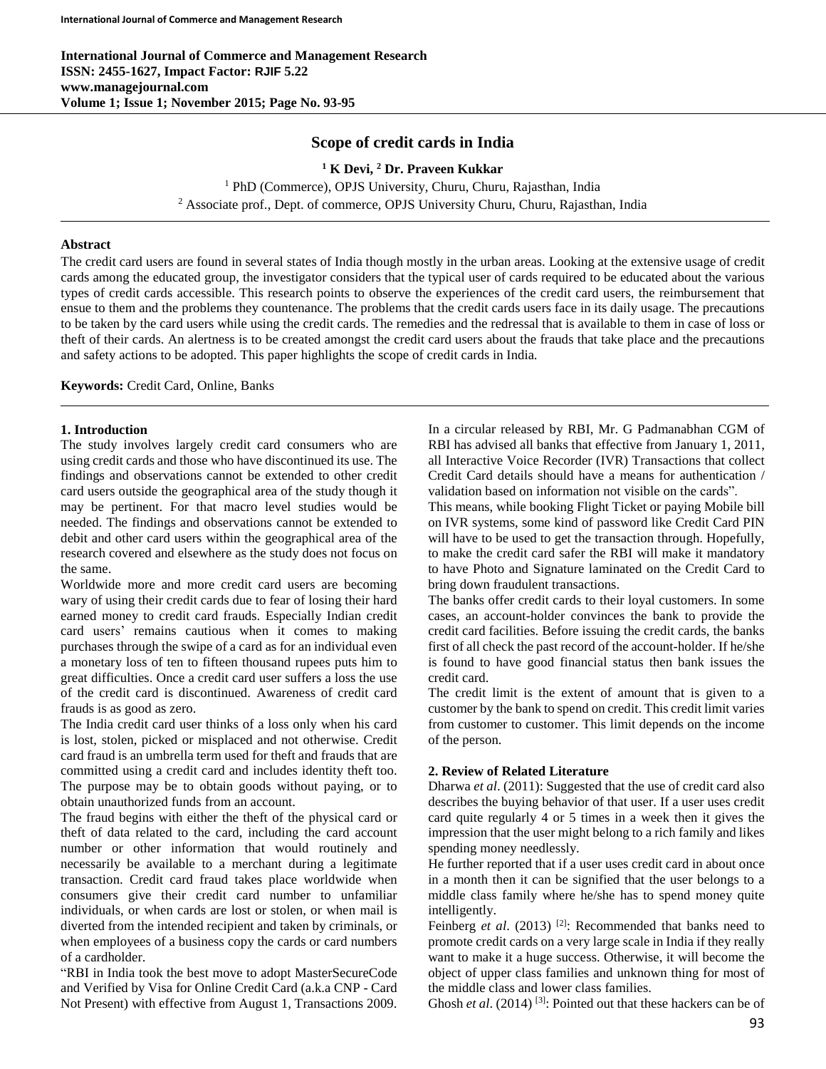# Scope of credit cards in India

**[1] K Devi, [2] Dr. Praveen Kukkar**

[1] PhD (Commerce), OPJS University, Churu, Churu, Rajasthan, India
[2] Associate prof., Dept. of commerce, OPJS University Churu, Churu, Rajasthan, India

## Abstract

The credit card users are found in several states of India though mostly in the urban areas. Looking at the extensive usage of credit cards among the educated group, the investigator considers that the typical user of cards required to be educated about the various types of credit cards accessible. This research points to observe the experiences of the credit card users, the reimbursement that ensue to them and the problems they countenance. The problems that the credit cards users face in its daily usage. The precautions to be taken by the card users while using the credit cards. The remedies and the redressal that is available to them in case of loss or theft of their cards. An alertness is to be created amongst the credit card users about the frauds that take place and the precautions and safety actions to be adopted. This paper highlights the scope of credit cards in India.

**Keywords:** Credit Card, Online, Banks

## 1. Introduction

The study involves largely credit card consumers who are using credit cards and those who have discontinued its use. The findings and observations cannot be extended to other credit card users outside the geographical area of the study though it may be pertinent. For that macro level studies would be needed. The findings and observations cannot be extended to debit and other card users within the geographical area of the research covered and elsewhere as the study does not focus on the same.

Worldwide more and more credit card users are becoming wary of using their credit cards due to fear of losing their hard earned money to credit card frauds. Especially Indian credit card users' remains cautious when it comes to making purchases through the swipe of a card as for an individual even a monetary loss of ten to fifteen thousand rupees puts him to great difficulties. Once a credit card user suffers a loss the use of the credit card is discontinued. Awareness of credit card frauds is as good as zero.

The India credit card user thinks of a loss only when his card is lost, stolen, picked or misplaced and not otherwise. Credit card fraud is an umbrella term used for theft and frauds that are committed using a credit card and includes identity theft too. The purpose may be to obtain goods without paying, or to obtain unauthorized funds from an account.

The fraud begins with either the theft of the physical card or theft of data related to the card, including the card account number or other information that would routinely and necessarily be available to a merchant during a legitimate transaction. Credit card fraud takes place worldwide when consumers give their credit card number to unfamiliar individuals, or when cards are lost or stolen, or when mail is diverted from the intended recipient and taken by criminals, or when employees of a business copy the cards or card numbers of a cardholder.

"RBI in India took the best move to adopt MasterSecureCode and Verified by Visa for Online Credit Card (a.k.a CNP - Card Not Present) with effective from August 1, Transactions 2009. In a circular released by RBI, Mr. G Padmanabhan CGM of RBI has advised all banks that effective from January 1, 2011, all Interactive Voice Recorder (IVR) Transactions that collect Credit Card details should have a means for authentication / validation based on information not visible on the cards".

This means, while booking Flight Ticket or paying Mobile bill on IVR systems, some kind of password like Credit Card PIN will have to be used to get the transaction through. Hopefully, to make the credit card safer the RBI will make it mandatory to have Photo and Signature laminated on the Credit Card to bring down fraudulent transactions.

The banks offer credit cards to their loyal customers. In some cases, an account-holder convinces the bank to provide the credit card facilities. Before issuing the credit cards, the banks first of all check the past record of the account-holder. If he/she is found to have good financial status then bank issues the credit card.

The credit limit is the extent of amount that is given to a customer by the bank to spend on credit. This credit limit varies from customer to customer. This limit depends on the income of the person.

## 2. Review of Related Literature

Dharwa *et al*. (2011): Suggested that the use of credit card also describes the buying behavior of that user. If a user uses credit card quite regularly 4 or 5 times in a week then it gives the impression that the user might belong to a rich family and likes spending money needlessly.

He further reported that if a user uses credit card in about once in a month then it can be signified that the user belongs to a middle class family where he/she has to spend money quite intelligently.

Feinberg *et al*. (2013) [2]: Recommended that banks need to promote credit cards on a very large scale in India if they really want to make it a huge success. Otherwise, it will become the object of upper class families and unknown thing for most of the middle class and lower class families.

Ghosh *et al*. (2014) [3]: Pointed out that these hackers can be of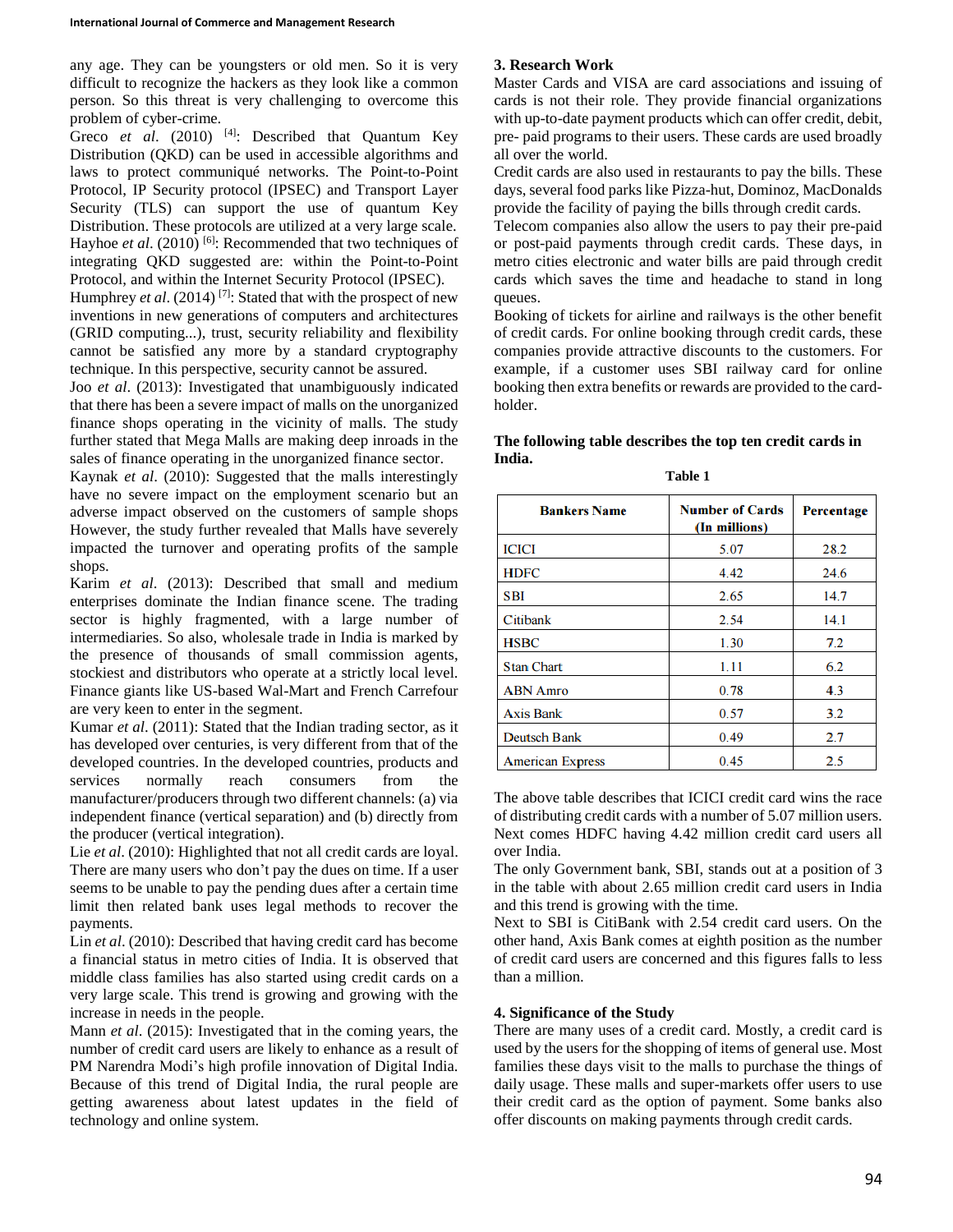any age. They can be youngsters or old men. So it is very difficult to recognize the hackers as they look like a common person. So this threat is very challenging to overcome this problem of cyber-crime.

Greco *et al*. (2010) [4]: Described that Quantum Key Distribution (QKD) can be used in accessible algorithms and laws to protect communiqué networks. The Point-to-Point Protocol, IP Security protocol (IPSEC) and Transport Layer Security (TLS) can support the use of quantum Key Distribution. These protocols are utilized at a very large scale.

Hayhoe *et al*. (2010) [6]: Recommended that two techniques of integrating QKD suggested are: within the Point-to-Point Protocol, and within the Internet Security Protocol (IPSEC).

Humphrey *et al*. (2014) [7]: Stated that with the prospect of new inventions in new generations of computers and architectures (GRID computing...), trust, security reliability and flexibility cannot be satisfied any more by a standard cryptography technique. In this perspective, security cannot be assured.

Joo *et al*. (2013): Investigated that unambiguously indicated that there has been a severe impact of malls on the unorganized finance shops operating in the vicinity of malls. The study further stated that Mega Malls are making deep inroads in the sales of finance operating in the unorganized finance sector.

Kaynak *et al*. (2010): Suggested that the malls interestingly have no severe impact on the employment scenario but an adverse impact observed on the customers of sample shops However, the study further revealed that Malls have severely impacted the turnover and operating profits of the sample shops.

Karim *et al*. (2013): Described that small and medium enterprises dominate the Indian finance scene. The trading sector is highly fragmented, with a large number of intermediaries. So also, wholesale trade in India is marked by the presence of thousands of small commission agents, stockiest and distributors who operate at a strictly local level. Finance giants like US-based Wal-Mart and French Carrefour are very keen to enter in the segment.

Kumar *et al*. (2011): Stated that the Indian trading sector, as it has developed over centuries, is very different from that of the developed countries. In the developed countries, products and services normally reach consumers from the manufacturer/producers through two different channels: (a) via independent finance (vertical separation) and (b) directly from the producer (vertical integration).

Lie *et al*. (2010): Highlighted that not all credit cards are loyal. There are many users who don't pay the dues on time. If a user seems to be unable to pay the pending dues after a certain time limit then related bank uses legal methods to recover the payments.

Lin *et al*. (2010): Described that having credit card has become a financial status in metro cities of India. It is observed that middle class families has also started using credit cards on a very large scale. This trend is growing and growing with the increase in needs in the people.

Mann *et al*. (2015): Investigated that in the coming years, the number of credit card users are likely to enhance as a result of PM Narendra Modi's high profile innovation of Digital India. Because of this trend of Digital India, the rural people are getting awareness about latest updates in the field of technology and online system.

## 3. Research Work

Master Cards and VISA are card associations and issuing of cards is not their role. They provide financial organizations with up-to-date payment products which can offer credit, debit, pre- paid programs to their users. These cards are used broadly all over the world.

Credit cards are also used in restaurants to pay the bills. These days, several food parks like Pizza-hut, Dominoz, MacDonalds provide the facility of paying the bills through credit cards.

Telecom companies also allow the users to pay their pre-paid or post-paid payments through credit cards. These days, in metro cities electronic and water bills are paid through credit cards which saves the time and headache to stand in long queues.

Booking of tickets for airline and railways is the other benefit of credit cards. For online booking through credit cards, these companies provide attractive discounts to the customers. For example, if a customer uses SBI railway card for online booking then extra benefits or rewards are provided to the card-holder.

**The following table describes the top ten credit cards in India.**

**Table 1**

| Bankers Name | Number of Cards (In millions) | Percentage |
|---|---|---|
| ICICI | 5.07 | 28.2 |
| HDFC | 4.42 | 24.6 |
| SBI | 2.65 | 14.7 |
| Citibank | 2.54 | 14.1 |
| HSBC | 1.30 | 7.2 |
| Stan Chart | 1.11 | 6.2 |
| ABN Amro | 0.78 | 4.3 |
| Axis Bank | 0.57 | 3.2 |
| Deutsch Bank | 0.49 | 2.7 |
| American Express | 0.45 | 2.5 |

The above table describes that ICICI credit card wins the race of distributing credit cards with a number of 5.07 million users. Next comes HDFC having 4.42 million credit card users all over India.

The only Government bank, SBI, stands out at a position of 3 in the table with about 2.65 million credit card users in India and this trend is growing with the time.

Next to SBI is CitiBank with 2.54 credit card users. On the other hand, Axis Bank comes at eighth position as the number of credit card users are concerned and this figures falls to less than a million.

## 4. Significance of the Study

There are many uses of a credit card. Mostly, a credit card is used by the users for the shopping of items of general use. Most families these days visit to the malls to purchase the things of daily usage. These malls and super-markets offer users to use their credit card as the option of payment. Some banks also offer discounts on making payments through credit cards.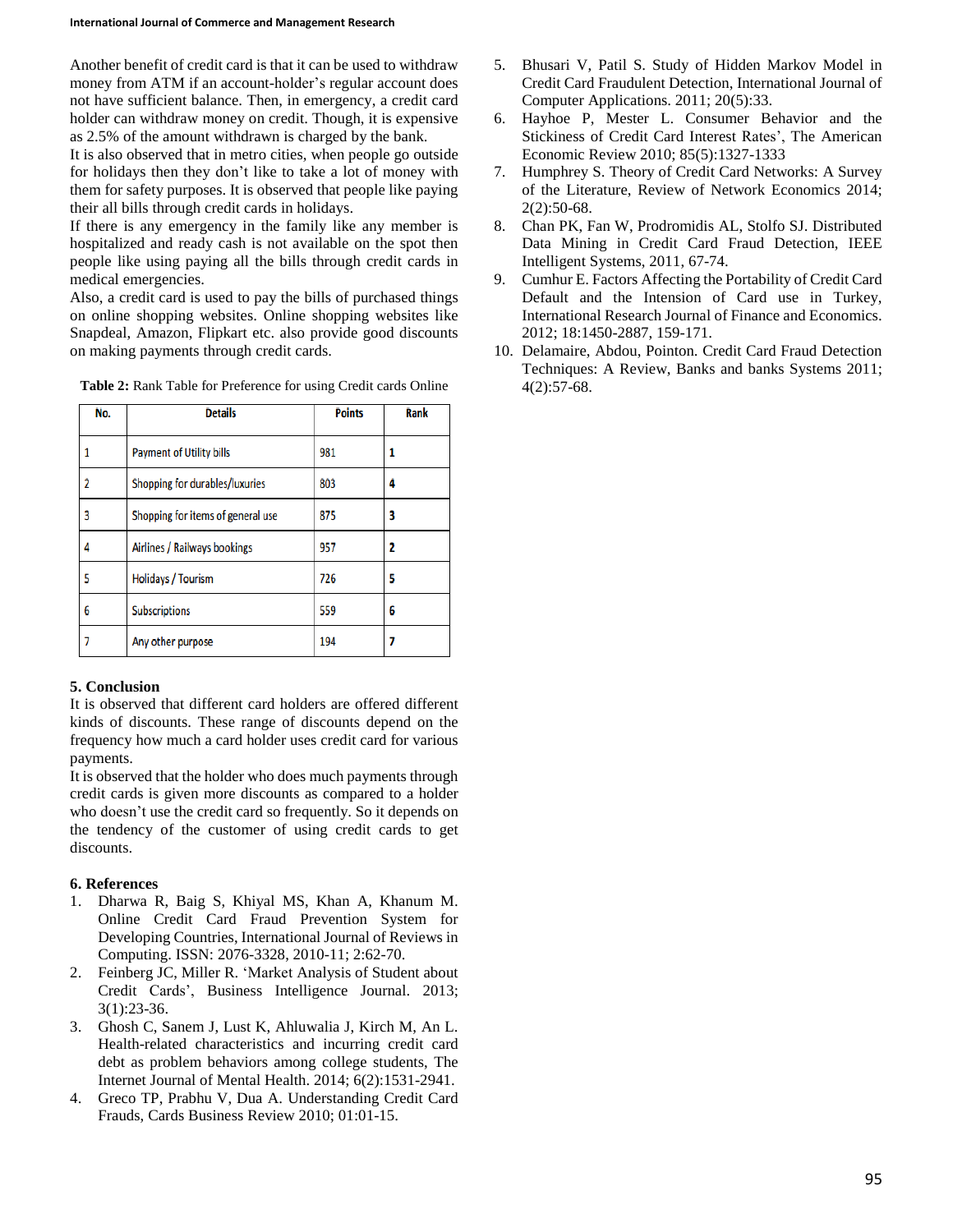Another benefit of credit card is that it can be used to withdraw money from ATM if an account-holder's regular account does not have sufficient balance. Then, in emergency, a credit card holder can withdraw money on credit. Though, it is expensive as 2.5% of the amount withdrawn is charged by the bank.

It is also observed that in metro cities, when people go outside for holidays then they don't like to take a lot of money with them for safety purposes. It is observed that people like paying their all bills through credit cards in holidays.

If there is any emergency in the family like any member is hospitalized and ready cash is not available on the spot then people like using paying all the bills through credit cards in medical emergencies.

Also, a credit card is used to pay the bills of purchased things on online shopping websites. Online shopping websites like Snapdeal, Amazon, Flipkart etc. also provide good discounts on making payments through credit cards.

**Table 2:** Rank Table for Preference for using Credit cards Online

| No. | Details | Points | Rank |
|---|---|---|---|
| 1 | Payment of Utility bills | 981 | 1 |
| 2 | Shopping for durables/luxuries | 803 | 4 |
| 3 | Shopping for items of general use | 875 | 3 |
| 4 | Airlines / Railways bookings | 957 | 2 |
| 5 | Holidays / Tourism | 726 | 5 |
| 6 | Subscriptions | 559 | 6 |
| 7 | Any other purpose | 194 | 7 |

## 5. Conclusion

It is observed that different card holders are offered different kinds of discounts. These range of discounts depend on the frequency how much a card holder uses credit card for various payments.

It is observed that the holder who does much payments through credit cards is given more discounts as compared to a holder who doesn't use the credit card so frequently. So it depends on the tendency of the customer of using credit cards to get discounts.

## 6. References

1. Dharwa R, Baig S, Khiyal MS, Khan A, Khanum M. Online Credit Card Fraud Prevention System for Developing Countries, International Journal of Reviews in Computing. ISSN: 2076-3328, 2010-11; 2:62-70.
2. Feinberg JC, Miller R. 'Market Analysis of Student about Credit Cards', Business Intelligence Journal. 2013; 3(1):23-36.
3. Ghosh C, Sanem J, Lust K, Ahluwalia J, Kirch M, An L. Health-related characteristics and incurring credit card debt as problem behaviors among college students, The Internet Journal of Mental Health. 2014; 6(2):1531-2941.
4. Greco TP, Prabhu V, Dua A. Understanding Credit Card Frauds, Cards Business Review 2010; 01:01-15.
5. Bhusari V, Patil S. Study of Hidden Markov Model in Credit Card Fraudulent Detection, International Journal of Computer Applications. 2011; 20(5):33.
6. Hayhoe P, Mester L. Consumer Behavior and the Stickiness of Credit Card Interest Rates', The American Economic Review 2010; 85(5):1327-1333
7. Humphrey S. Theory of Credit Card Networks: A Survey of the Literature, Review of Network Economics 2014; 2(2):50-68.
8. Chan PK, Fan W, Prodromidis AL, Stolfo SJ. Distributed Data Mining in Credit Card Fraud Detection, IEEE Intelligent Systems, 2011, 67-74.
9. Cumhur E. Factors Affecting the Portability of Credit Card Default and the Intension of Card use in Turkey, International Research Journal of Finance and Economics. 2012; 18:1450-2887, 159-171.
10. Delamaire, Abdou, Pointon. Credit Card Fraud Detection Techniques: A Review, Banks and banks Systems 2011; 4(2):57-68.